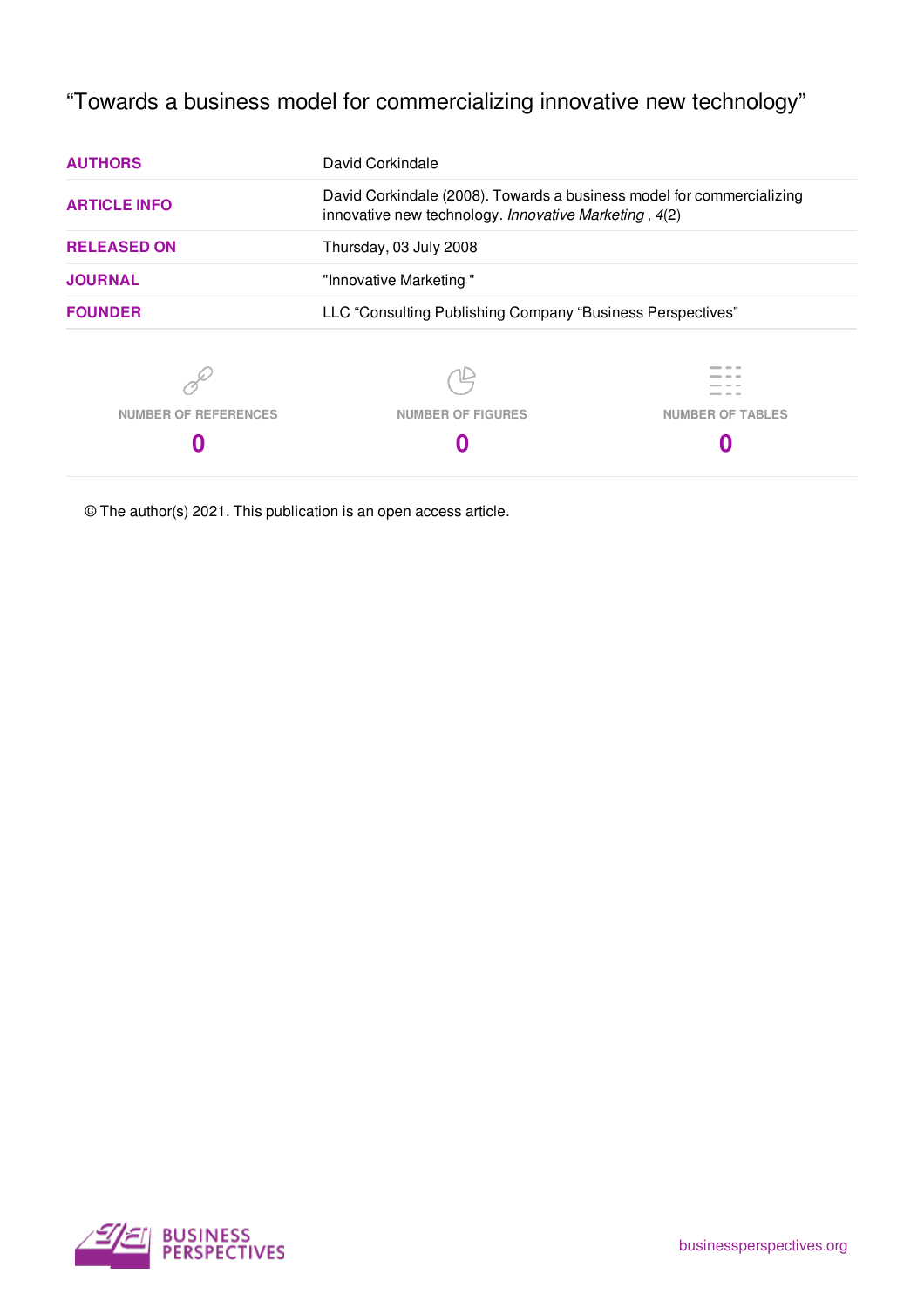# "Towards a business model for commercializing innovative new technology"

| | |
|---|---|
| **AUTHORS** | David Corkindale |
| **ARTICLE INFO** | David Corkindale (2008). Towards a business model for commercializing innovative new technology. *Innovative Marketing* , *4*(2) |
| **RELEASED ON** | Thursday, 03 July 2008 |
| **JOURNAL** | "Innovative Marketing " |
| **FOUNDER** | LLC "Consulting Publishing Company "Business Perspectives" |

| NUMBER OF REFERENCES | NUMBER OF FIGURES | NUMBER OF TABLES |
|---|---|---|
| **0** | **0** | **0** |

© The author(s) 2021. This publication is an open access article.

BUSINESS PERSPECTIVES

businessperspectives.org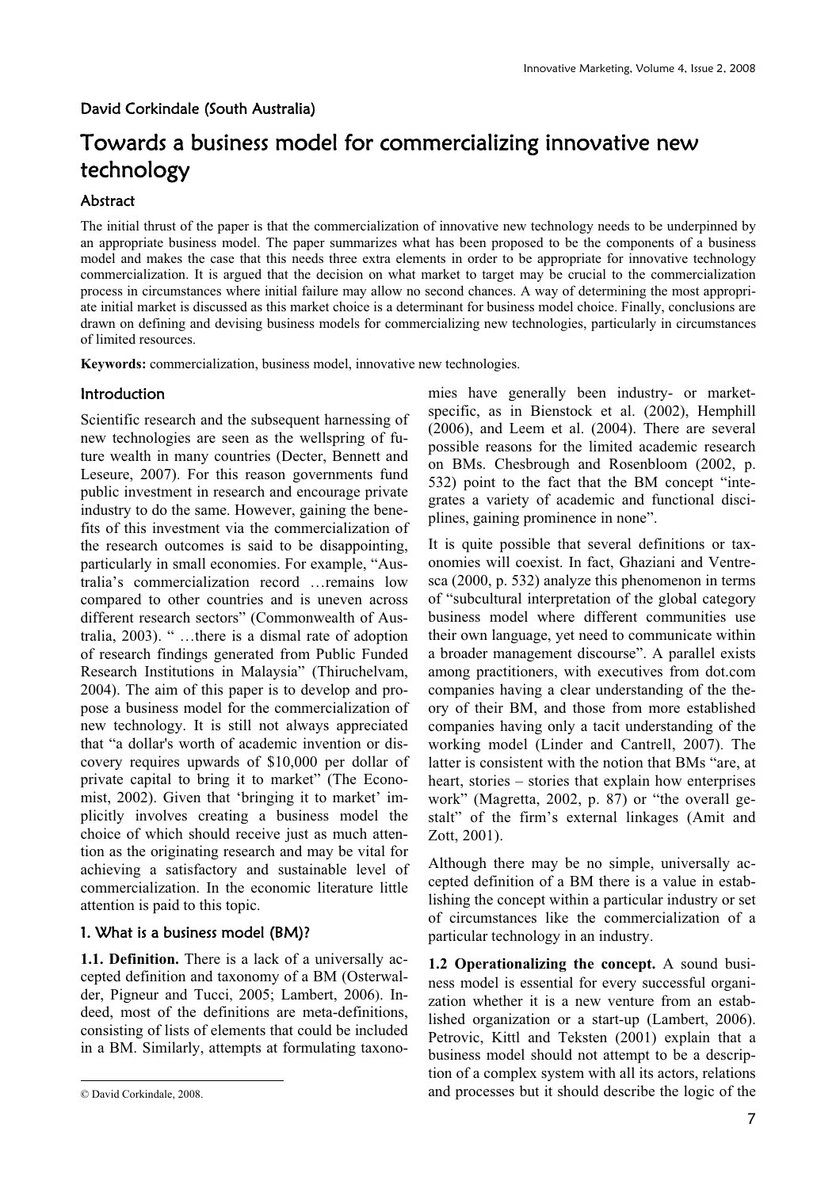David Corkindale (South Australia)

# Towards a business model for commercializing innovative new technology

## Abstract

The initial thrust of the paper is that the commercialization of innovative new technology needs to be underpinned by an appropriate business model. The paper summarizes what has been proposed to be the components of a business model and makes the case that this needs three extra elements in order to be appropriate for innovative technology commercialization. It is argued that the decision on what market to target may be crucial to the commercialization process in circumstances where initial failure may allow no second chances. A way of determining the most appropriate initial market is discussed as this market choice is a determinant for business model choice. Finally, conclusions are drawn on defining and devising business models for commercializing new technologies, particularly in circumstances of limited resources.

**Keywords:** commercialization, business model, innovative new technologies.

## Introduction

Scientific research and the subsequent harnessing of new technologies are seen as the wellspring of future wealth in many countries (Decter, Bennett and Leseure, 2007). For this reason governments fund public investment in research and encourage private industry to do the same. However, gaining the benefits of this investment via the commercialization of the research outcomes is said to be disappointing, particularly in small economies. For example, "Australia's commercialization record …remains low compared to other countries and is uneven across different research sectors" (Commonwealth of Australia, 2003). " …there is a dismal rate of adoption of research findings generated from Public Funded Research Institutions in Malaysia" (Thiruchelvam, 2004). The aim of this paper is to develop and propose a business model for the commercialization of new technology. It is still not always appreciated that "a dollar's worth of academic invention or discovery requires upwards of $10,000 per dollar of private capital to bring it to market" (The Economist, 2002). Given that 'bringing it to market' implicitly involves creating a business model the choice of which should receive just as much attention as the originating research and may be vital for achieving a satisfactory and sustainable level of commercialization. In the economic literature little attention is paid to this topic.

## 1. What is a business model (BM)?

**1.1. Definition.** There is a lack of a universally accepted definition and taxonomy of a BM (Osterwalder, Pigneur and Tucci, 2005; Lambert, 2006). Indeed, most of the definitions are meta-definitions, consisting of lists of elements that could be included in a BM. Similarly, attempts at formulating taxonomies have generally been industry- or market-specific, as in Bienstock et al. (2002), Hemphill (2006), and Leem et al. (2004). There are several possible reasons for the limited academic research on BMs. Chesbrough and Rosenbloom (2002, p. 532) point to the fact that the BM concept "integrates a variety of academic and functional disciplines, gaining prominence in none".

It is quite possible that several definitions or taxonomies will coexist. In fact, Ghaziani and Ventresca (2000, p. 532) analyze this phenomenon in terms of "subcultural interpretation of the global category business model where different communities use their own language, yet need to communicate within a broader management discourse". A parallel exists among practitioners, with executives from dot.com companies having a clear understanding of the theory of their BM, and those from more established companies having only a tacit understanding of the working model (Linder and Cantrell, 2007). The latter is consistent with the notion that BMs "are, at heart, stories – stories that explain how enterprises work" (Magretta, 2002, p. 87) or "the overall gestalt" of the firm's external linkages (Amit and Zott, 2001).

Although there may be no simple, universally accepted definition of a BM there is a value in establishing the concept within a particular industry or set of circumstances like the commercialization of a particular technology in an industry.

**1.2 Operationalizing the concept.** A sound business model is essential for every successful organization whether it is a new venture from an established organization or a start-up (Lambert, 2006). Petrovic, Kittl and Teksten (2001) explain that a business model should not attempt to be a description of a complex system with all its actors, relations and processes but it should describe the logic of the

© David Corkindale, 2008.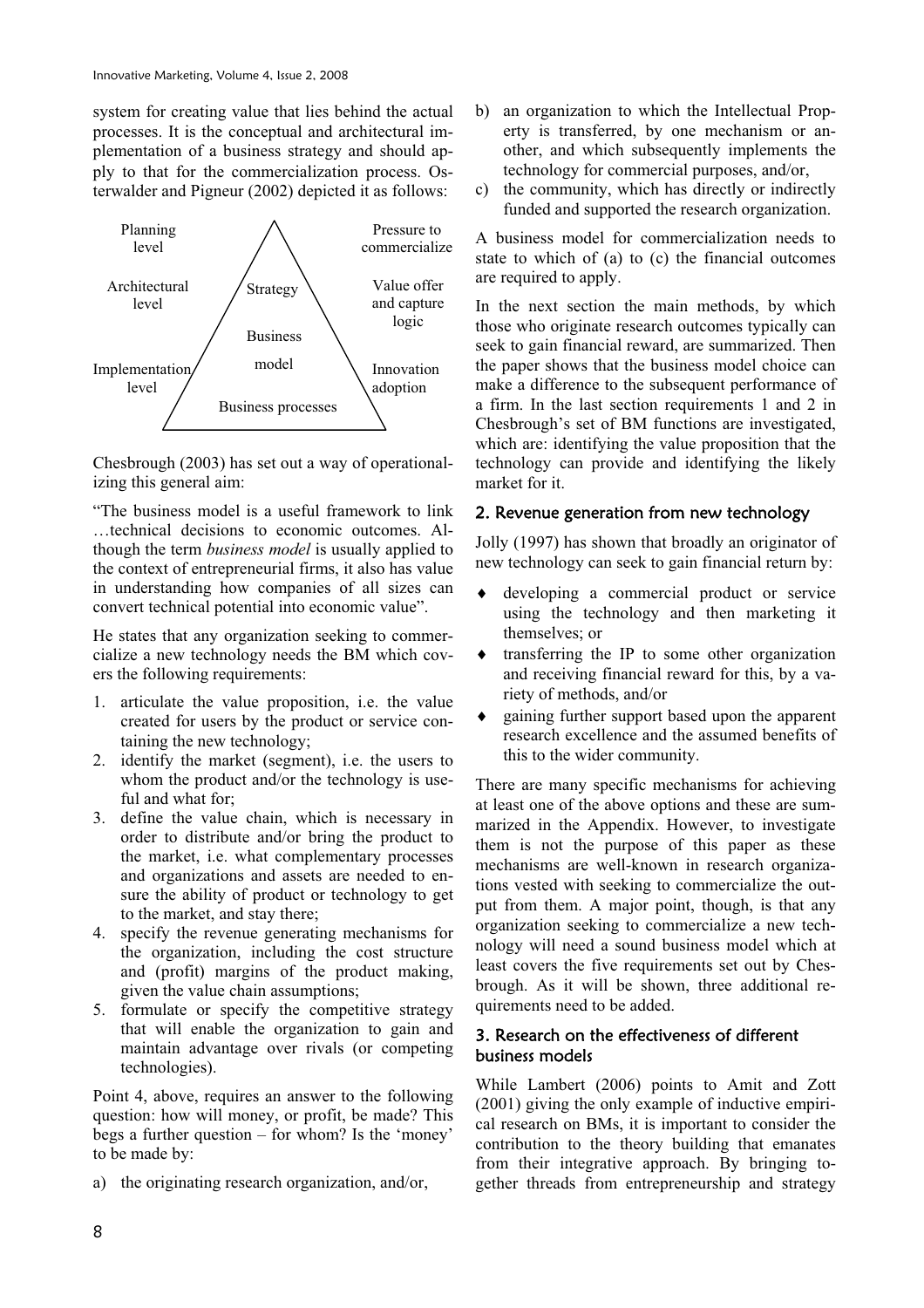system for creating value that lies behind the actual processes. It is the conceptual and architectural implementation of a business strategy and should apply to that for the commercialization process. Osterwalder and Pigneur (2002) depicted it as follows:

| | | |
|---|---|---|
| Planning level | Strategy | Pressure to commercialize |
| Architectural level | Business model | Value offer and capture logic |
| Implementation level | Business processes | Innovation adoption |

Chesbrough (2003) has set out a way of operationalizing this general aim:

"The business model is a useful framework to link …technical decisions to economic outcomes. Although the term *business model* is usually applied to the context of entrepreneurial firms, it also has value in understanding how companies of all sizes can convert technical potential into economic value".

He states that any organization seeking to commercialize a new technology needs the BM which covers the following requirements:

1. articulate the value proposition, i.e. the value created for users by the product or service containing the new technology;
2. identify the market (segment), i.e. the users to whom the product and/or the technology is useful and what for;
3. define the value chain, which is necessary in order to distribute and/or bring the product to the market, i.e. what complementary processes and organizations and assets are needed to ensure the ability of product or technology to get to the market, and stay there;
4. specify the revenue generating mechanisms for the organization, including the cost structure and (profit) margins of the product making, given the value chain assumptions;
5. formulate or specify the competitive strategy that will enable the organization to gain and maintain advantage over rivals (or competing technologies).

Point 4, above, requires an answer to the following question: how will money, or profit, be made? This begs a further question – for whom? Is the 'money' to be made by:

a) the originating research organization, and/or,
b) an organization to which the Intellectual Property is transferred, by one mechanism or another, and which subsequently implements the technology for commercial purposes, and/or,
c) the community, which has directly or indirectly funded and supported the research organization.

A business model for commercialization needs to state to which of (a) to (c) the financial outcomes are required to apply.

In the next section the main methods, by which those who originate research outcomes typically can seek to gain financial reward, are summarized. Then the paper shows that the business model choice can make a difference to the subsequent performance of a firm. In the last section requirements 1 and 2 in Chesbrough's set of BM functions are investigated, which are: identifying the value proposition that the technology can provide and identifying the likely market for it.

## 2. Revenue generation from new technology

Jolly (1997) has shown that broadly an originator of new technology can seek to gain financial return by:

- developing a commercial product or service using the technology and then marketing it themselves; or
- transferring the IP to some other organization and receiving financial reward for this, by a variety of methods, and/or
- gaining further support based upon the apparent research excellence and the assumed benefits of this to the wider community.

There are many specific mechanisms for achieving at least one of the above options and these are summarized in the Appendix. However, to investigate them is not the purpose of this paper as these mechanisms are well-known in research organizations vested with seeking to commercialize the output from them. A major point, though, is that any organization seeking to commercialize a new technology will need a sound business model which at least covers the five requirements set out by Chesbrough. As it will be shown, three additional requirements need to be added.

## 3. Research on the effectiveness of different business models

While Lambert (2006) points to Amit and Zott (2001) giving the only example of inductive empirical research on BMs, it is important to consider the contribution to the theory building that emanates from their integrative approach. By bringing together threads from entrepreneurship and strategy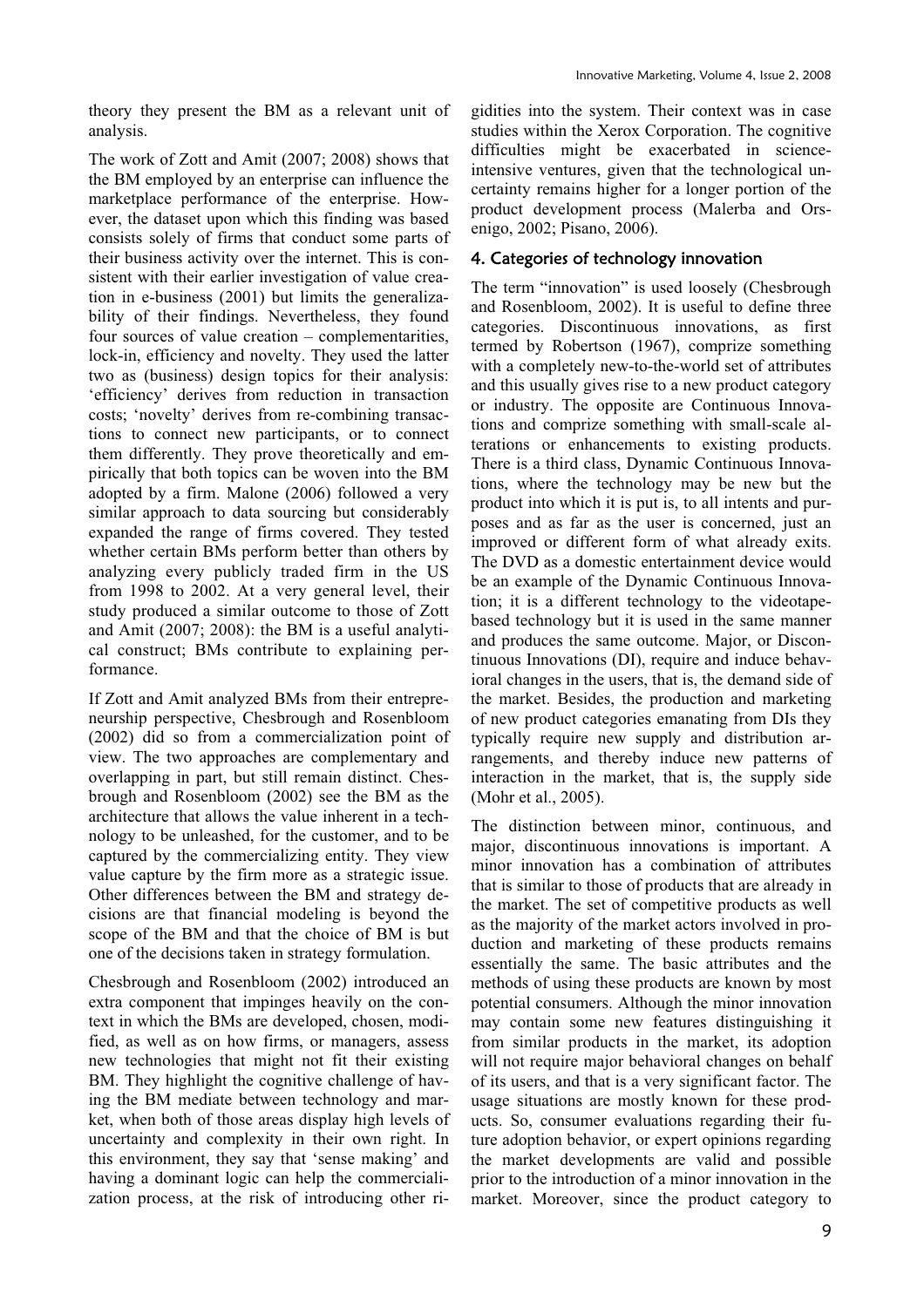theory they present the BM as a relevant unit of analysis.

The work of Zott and Amit (2007; 2008) shows that the BM employed by an enterprise can influence the marketplace performance of the enterprise. However, the dataset upon which this finding was based consists solely of firms that conduct some parts of their business activity over the internet. This is consistent with their earlier investigation of value creation in e-business (2001) but limits the generalizability of their findings. Nevertheless, they found four sources of value creation – complementarities, lock-in, efficiency and novelty. They used the latter two as (business) design topics for their analysis: 'efficiency' derives from reduction in transaction costs; 'novelty' derives from re-combining transactions to connect new participants, or to connect them differently. They prove theoretically and empirically that both topics can be woven into the BM adopted by a firm. Malone (2006) followed a very similar approach to data sourcing but considerably expanded the range of firms covered. They tested whether certain BMs perform better than others by analyzing every publicly traded firm in the US from 1998 to 2002. At a very general level, their study produced a similar outcome to those of Zott and Amit (2007; 2008): the BM is a useful analytical construct; BMs contribute to explaining performance.

If Zott and Amit analyzed BMs from their entrepreneurship perspective, Chesbrough and Rosenbloom (2002) did so from a commercialization point of view. The two approaches are complementary and overlapping in part, but still remain distinct. Chesbrough and Rosenbloom (2002) see the BM as the architecture that allows the value inherent in a technology to be unleashed, for the customer, and to be captured by the commercializing entity. They view value capture by the firm more as a strategic issue. Other differences between the BM and strategy decisions are that financial modeling is beyond the scope of the BM and that the choice of BM is but one of the decisions taken in strategy formulation.

Chesbrough and Rosenbloom (2002) introduced an extra component that impinges heavily on the context in which the BMs are developed, chosen, modified, as well as on how firms, or managers, assess new technologies that might not fit their existing BM. They highlight the cognitive challenge of having the BM mediate between technology and market, when both of those areas display high levels of uncertainty and complexity in their own right. In this environment, they say that 'sense making' and having a dominant logic can help the commercialization process, at the risk of introducing other rigidities into the system. Their context was in case studies within the Xerox Corporation. The cognitive difficulties might be exacerbated in science-intensive ventures, given that the technological uncertainty remains higher for a longer portion of the product development process (Malerba and Orsenigo, 2002; Pisano, 2006).

## 4. Categories of technology innovation

The term "innovation" is used loosely (Chesbrough and Rosenbloom, 2002). It is useful to define three categories. Discontinuous innovations, as first termed by Robertson (1967), comprize something with a completely new-to-the-world set of attributes and this usually gives rise to a new product category or industry. The opposite are Continuous Innovations and comprize something with small-scale alterations or enhancements to existing products. There is a third class, Dynamic Continuous Innovations, where the technology may be new but the product into which it is put is, to all intents and purposes and as far as the user is concerned, just an improved or different form of what already exits. The DVD as a domestic entertainment device would be an example of the Dynamic Continuous Innovation; it is a different technology to the videotape-based technology but it is used in the same manner and produces the same outcome. Major, or Discontinuous Innovations (DI), require and induce behavioral changes in the users, that is, the demand side of the market. Besides, the production and marketing of new product categories emanating from DIs they typically require new supply and distribution arrangements, and thereby induce new patterns of interaction in the market, that is, the supply side (Mohr et al., 2005).

The distinction between minor, continuous, and major, discontinuous innovations is important. A minor innovation has a combination of attributes that is similar to those of products that are already in the market. The set of competitive products as well as the majority of the market actors involved in production and marketing of these products remains essentially the same. The basic attributes and the methods of using these products are known by most potential consumers. Although the minor innovation may contain some new features distinguishing it from similar products in the market, its adoption will not require major behavioral changes on behalf of its users, and that is a very significant factor. The usage situations are mostly known for these products. So, consumer evaluations regarding their future adoption behavior, or expert opinions regarding the market developments are valid and possible prior to the introduction of a minor innovation in the market. Moreover, since the product category to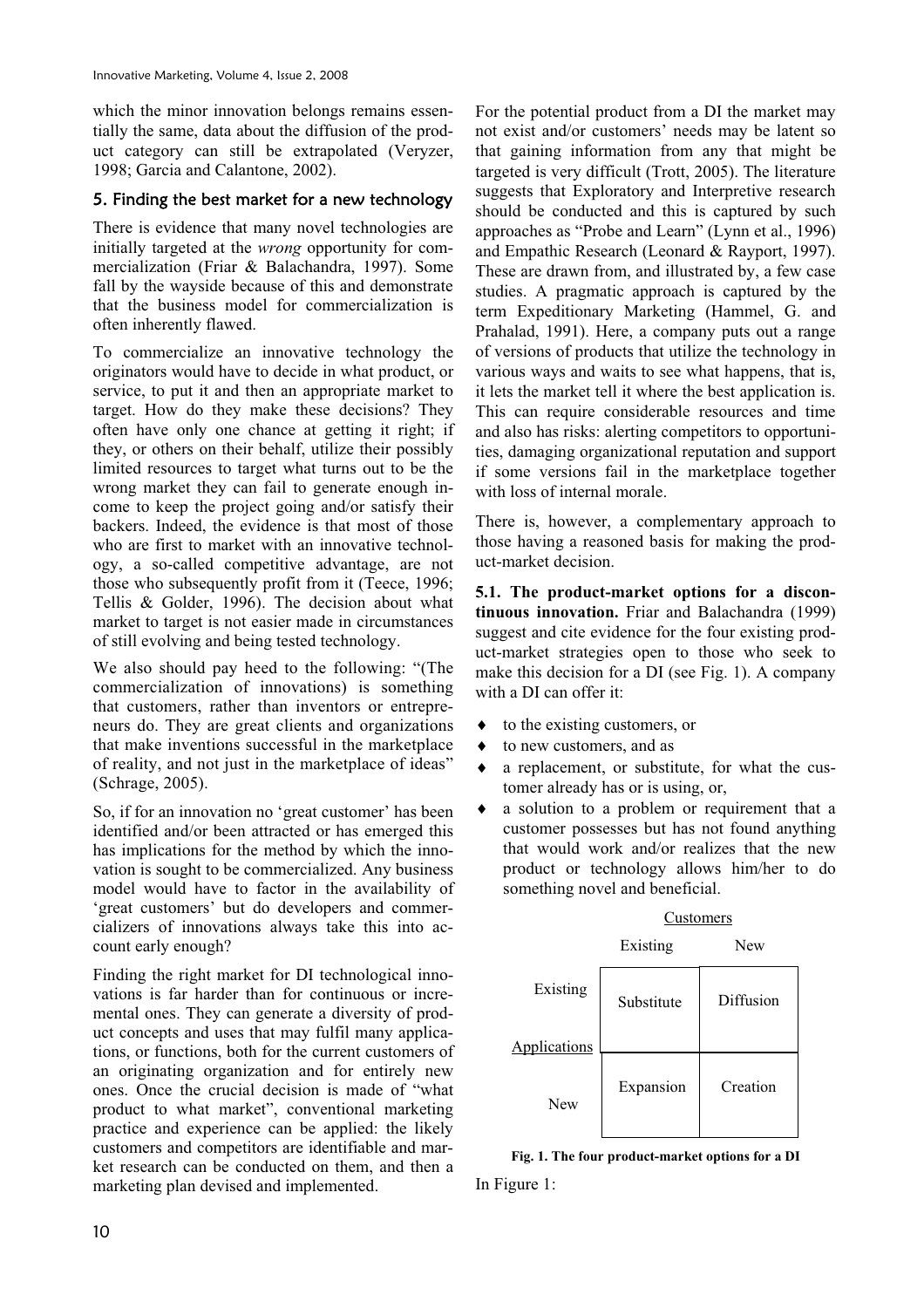which the minor innovation belongs remains essentially the same, data about the diffusion of the product category can still be extrapolated (Veryzer, 1998; Garcia and Calantone, 2002).

## 5. Finding the best market for a new technology

There is evidence that many novel technologies are initially targeted at the *wrong* opportunity for commercialization (Friar & Balachandra, 1997). Some fall by the wayside because of this and demonstrate that the business model for commercialization is often inherently flawed.

To commercialize an innovative technology the originators would have to decide in what product, or service, to put it and then an appropriate market to target. How do they make these decisions? They often have only one chance at getting it right; if they, or others on their behalf, utilize their possibly limited resources to target what turns out to be the wrong market they can fail to generate enough income to keep the project going and/or satisfy their backers. Indeed, the evidence is that most of those who are first to market with an innovative technology, a so-called competitive advantage, are not those who subsequently profit from it (Teece, 1996; Tellis & Golder, 1996). The decision about what market to target is not easier made in circumstances of still evolving and being tested technology.

We also should pay heed to the following: "(The commercialization of innovations) is something that customers, rather than inventors or entrepreneurs do. They are great clients and organizations that make inventions successful in the marketplace of reality, and not just in the marketplace of ideas" (Schrage, 2005).

So, if for an innovation no 'great customer' has been identified and/or been attracted or has emerged this has implications for the method by which the innovation is sought to be commercialized. Any business model would have to factor in the availability of 'great customers' but do developers and commercializers of innovations always take this into account early enough?

Finding the right market for DI technological innovations is far harder than for continuous or incremental ones. They can generate a diversity of product concepts and uses that may fulfil many applications, or functions, both for the current customers of an originating organization and for entirely new ones. Once the crucial decision is made of "what product to what market", conventional marketing practice and experience can be applied: the likely customers and competitors are identifiable and market research can be conducted on them, and then a marketing plan devised and implemented.

For the potential product from a DI the market may not exist and/or customers' needs may be latent so that gaining information from any that might be targeted is very difficult (Trott, 2005). The literature suggests that Exploratory and Interpretive research should be conducted and this is captured by such approaches as "Probe and Learn" (Lynn et al., 1996) and Empathic Research (Leonard & Rayport, 1997). These are drawn from, and illustrated by, a few case studies. A pragmatic approach is captured by the term Expeditionary Marketing (Hammel, G. and Prahalad, 1991). Here, a company puts out a range of versions of products that utilize the technology in various ways and waits to see what happens, that is, it lets the market tell it where the best application is. This can require considerable resources and time and also has risks: alerting competitors to opportunities, damaging organizational reputation and support if some versions fail in the marketplace together with loss of internal morale.

There is, however, a complementary approach to those having a reasoned basis for making the product-market decision.

**5.1. The product-market options for a discontinuous innovation.** Friar and Balachandra (1999) suggest and cite evidence for the four existing product-market strategies open to those who seek to make this decision for a DI (see Fig. 1). A company with a DI can offer it:

- to the existing customers, or
- to new customers, and as
- a replacement, or substitute, for what the customer already has or is using, or,
- a solution to a problem or requirement that a customer possesses but has not found anything that would work and/or realizes that the new product or technology allows him/her to do something novel and beneficial.

| Applications \ Customers | Existing | New |
|---|---|---|
| Existing | Substitute | Diffusion |
| New | Expansion | Creation |

**Fig. 1. The four product-market options for a DI**

In Figure 1: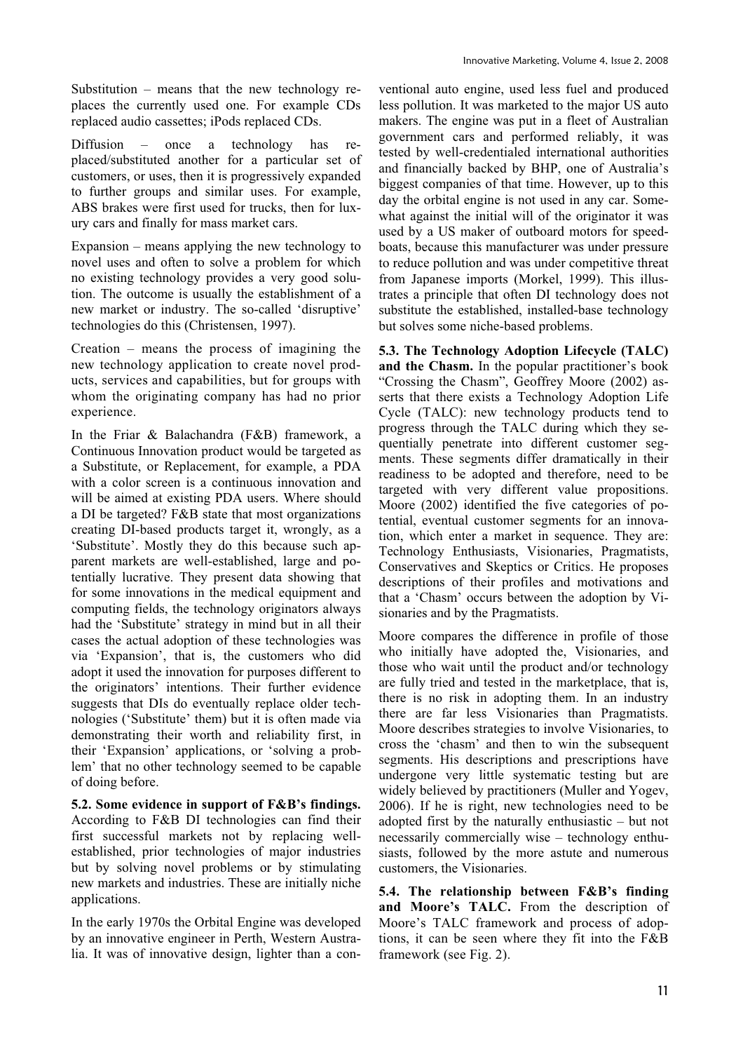Substitution – means that the new technology replaces the currently used one. For example CDs replaced audio cassettes; iPods replaced CDs.

Diffusion – once a technology has replaced/substituted another for a particular set of customers, or uses, then it is progressively expanded to further groups and similar uses. For example, ABS brakes were first used for trucks, then for luxury cars and finally for mass market cars.

Expansion – means applying the new technology to novel uses and often to solve a problem for which no existing technology provides a very good solution. The outcome is usually the establishment of a new market or industry. The so-called 'disruptive' technologies do this (Christensen, 1997).

Creation – means the process of imagining the new technology application to create novel products, services and capabilities, but for groups with whom the originating company has had no prior experience.

In the Friar & Balachandra (F&B) framework, a Continuous Innovation product would be targeted as a Substitute, or Replacement, for example, a PDA with a color screen is a continuous innovation and will be aimed at existing PDA users. Where should a DI be targeted? F&B state that most organizations creating DI-based products target it, wrongly, as a 'Substitute'. Mostly they do this because such apparent markets are well-established, large and potentially lucrative. They present data showing that for some innovations in the medical equipment and computing fields, the technology originators always had the 'Substitute' strategy in mind but in all their cases the actual adoption of these technologies was via 'Expansion', that is, the customers who did adopt it used the innovation for purposes different to the originators' intentions. Their further evidence suggests that DIs do eventually replace older technologies ('Substitute' them) but it is often made via demonstrating their worth and reliability first, in their 'Expansion' applications, or 'solving a problem' that no other technology seemed to be capable of doing before.

**5.2. Some evidence in support of F&B's findings.** According to F&B DI technologies can find their first successful markets not by replacing well-established, prior technologies of major industries but by solving novel problems or by stimulating new markets and industries. These are initially niche applications.

In the early 1970s the Orbital Engine was developed by an innovative engineer in Perth, Western Australia. It was of innovative design, lighter than a conventional auto engine, used less fuel and produced less pollution. It was marketed to the major US auto makers. The engine was put in a fleet of Australian government cars and performed reliably, it was tested by well-credentialed international authorities and financially backed by BHP, one of Australia's biggest companies of that time. However, up to this day the orbital engine is not used in any car. Somewhat against the initial will of the originator it was used by a US maker of outboard motors for speedboats, because this manufacturer was under pressure to reduce pollution and was under competitive threat from Japanese imports (Morkel, 1999). This illustrates a principle that often DI technology does not substitute the established, installed-base technology but solves some niche-based problems.

**5.3. The Technology Adoption Lifecycle (TALC) and the Chasm.** In the popular practitioner's book "Crossing the Chasm", Geoffrey Moore (2002) asserts that there exists a Technology Adoption Life Cycle (TALC): new technology products tend to progress through the TALC during which they sequentially penetrate into different customer segments. These segments differ dramatically in their readiness to be adopted and therefore, need to be targeted with very different value propositions. Moore (2002) identified the five categories of potential, eventual customer segments for an innovation, which enter a market in sequence. They are: Technology Enthusiasts, Visionaries, Pragmatists, Conservatives and Skeptics or Critics. He proposes descriptions of their profiles and motivations and that a 'Chasm' occurs between the adoption by Visionaries and by the Pragmatists.

Moore compares the difference in profile of those who initially have adopted the, Visionaries, and those who wait until the product and/or technology are fully tried and tested in the marketplace, that is, there is no risk in adopting them. In an industry there are far less Visionaries than Pragmatists. Moore describes strategies to involve Visionaries, to cross the 'chasm' and then to win the subsequent segments. His descriptions and prescriptions have undergone very little systematic testing but are widely believed by practitioners (Muller and Yogev, 2006). If he is right, new technologies need to be adopted first by the naturally enthusiastic – but not necessarily commercially wise – technology enthusiasts, followed by the more astute and numerous customers, the Visionaries.

**5.4. The relationship between F&B's finding and Moore's TALC.** From the description of Moore's TALC framework and process of adoptions, it can be seen where they fit into the F&B framework (see Fig. 2).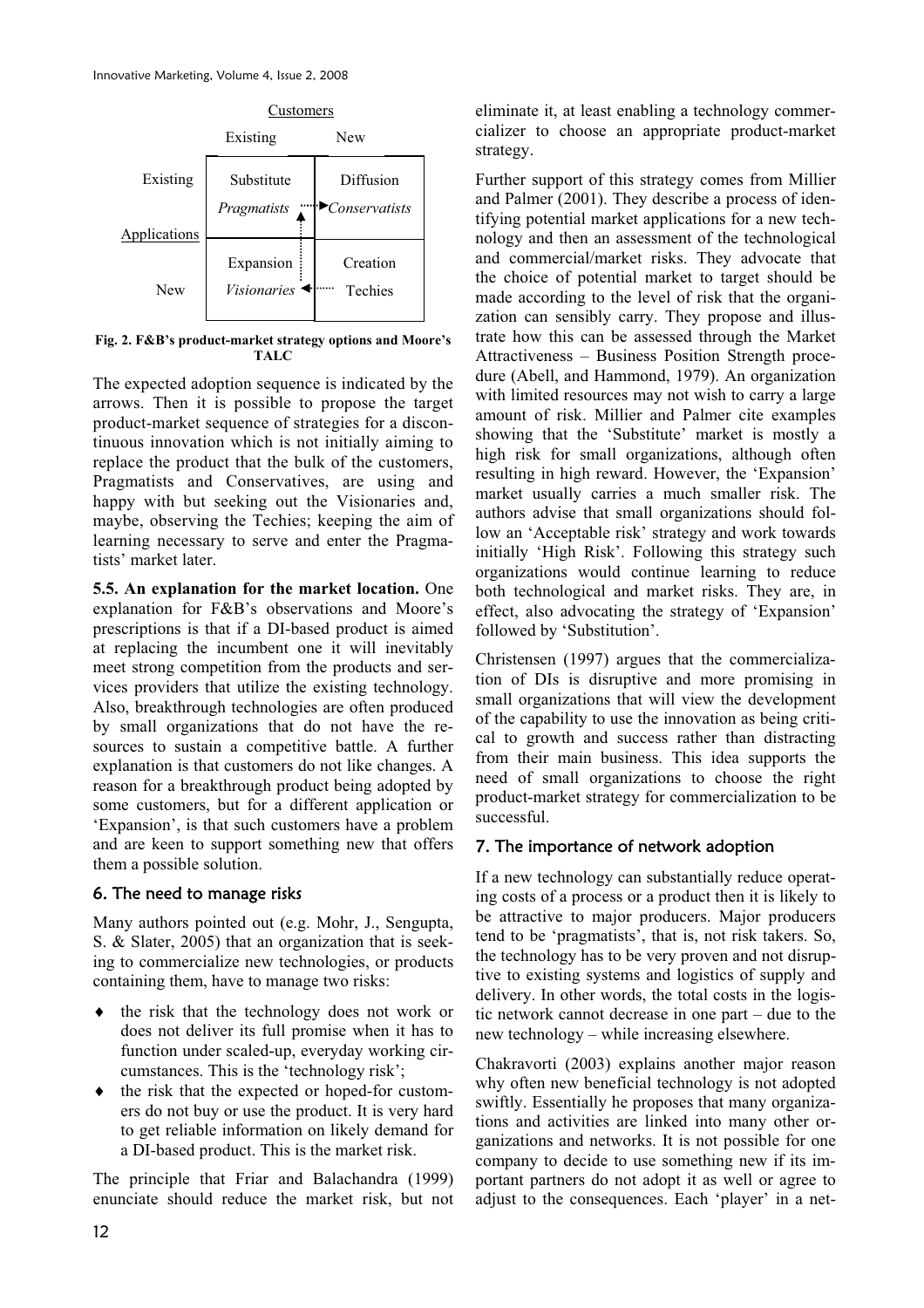| | Customers | |
|---|---|---|
| | Existing | New |
| **Applications** Existing | Substitute *Pragmatists* | Diffusion *Conservatists* |
| **Applications** New | Expansion *Visionaries* | Creation Techies |

**Fig. 2. F&B's product-market strategy options and Moore's TALC**

The expected adoption sequence is indicated by the arrows. Then it is possible to propose the target product-market sequence of strategies for a discontinuous innovation which is not initially aiming to replace the product that the bulk of the customers, Pragmatists and Conservatives, are using and happy with but seeking out the Visionaries and, maybe, observing the Techies; keeping the aim of learning necessary to serve and enter the Pragmatists' market later.

**5.5. An explanation for the market location.** One explanation for F&B's observations and Moore's prescriptions is that if a DI-based product is aimed at replacing the incumbent one it will inevitably meet strong competition from the products and services providers that utilize the existing technology. Also, breakthrough technologies are often produced by small organizations that do not have the resources to sustain a competitive battle. A further explanation is that customers do not like changes. A reason for a breakthrough product being adopted by some customers, but for a different application or 'Expansion', is that such customers have a problem and are keen to support something new that offers them a possible solution.

## 6. The need to manage risks

Many authors pointed out (e.g. Mohr, J., Sengupta, S. & Slater, 2005) that an organization that is seeking to commercialize new technologies, or products containing them, have to manage two risks:

- the risk that the technology does not work or does not deliver its full promise when it has to function under scaled-up, everyday working circumstances. This is the 'technology risk';
- the risk that the expected or hoped-for customers do not buy or use the product. It is very hard to get reliable information on likely demand for a DI-based product. This is the market risk.

The principle that Friar and Balachandra (1999) enunciate should reduce the market risk, but not eliminate it, at least enabling a technology commercializer to choose an appropriate product-market strategy.

Further support of this strategy comes from Millier and Palmer (2001). They describe a process of identifying potential market applications for a new technology and then an assessment of the technological and commercial/market risks. They advocate that the choice of potential market to target should be made according to the level of risk that the organization can sensibly carry. They propose and illustrate how this can be assessed through the Market Attractiveness – Business Position Strength procedure (Abell, and Hammond, 1979). An organization with limited resources may not wish to carry a large amount of risk. Millier and Palmer cite examples showing that the 'Substitute' market is mostly a high risk for small organizations, although often resulting in high reward. However, the 'Expansion' market usually carries a much smaller risk. The authors advise that small organizations should follow an 'Acceptable risk' strategy and work towards initially 'High Risk'. Following this strategy such organizations would continue learning to reduce both technological and market risks. They are, in effect, also advocating the strategy of 'Expansion' followed by 'Substitution'.

Christensen (1997) argues that the commercialization of DIs is disruptive and more promising in small organizations that will view the development of the capability to use the innovation as being critical to growth and success rather than distracting from their main business. This idea supports the need of small organizations to choose the right product-market strategy for commercialization to be successful.

## 7. The importance of network adoption

If a new technology can substantially reduce operating costs of a process or a product then it is likely to be attractive to major producers. Major producers tend to be 'pragmatists', that is, not risk takers. So, the technology has to be very proven and not disruptive to existing systems and logistics of supply and delivery. In other words, the total costs in the logistic network cannot decrease in one part – due to the new technology – while increasing elsewhere.

Chakravorti (2003) explains another major reason why often new beneficial technology is not adopted swiftly. Essentially he proposes that many organizations and activities are linked into many other organizations and networks. It is not possible for one company to decide to use something new if its important partners do not adopt it as well or agree to adjust to the consequences. Each 'player' in a net-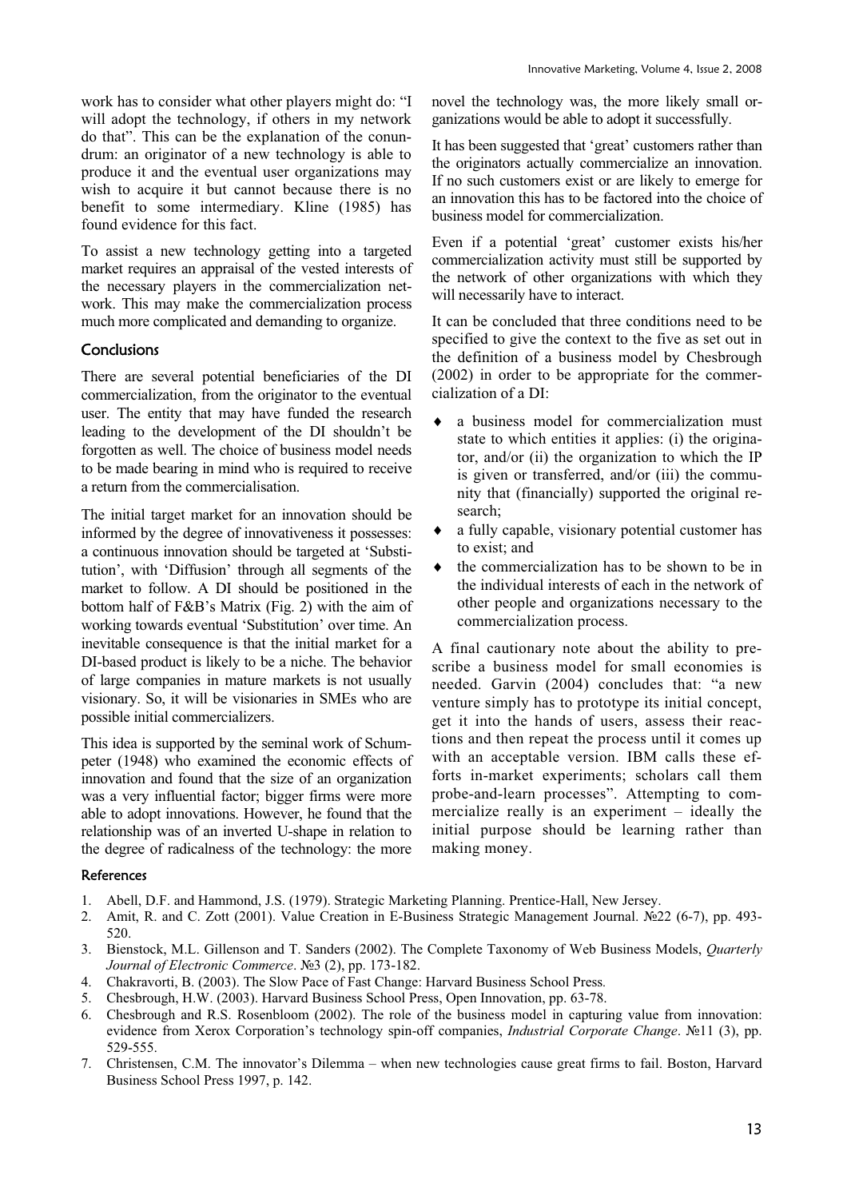work has to consider what other players might do: "I will adopt the technology, if others in my network do that". This can be the explanation of the conundrum: an originator of a new technology is able to produce it and the eventual user organizations may wish to acquire it but cannot because there is no benefit to some intermediary. Kline (1985) has found evidence for this fact.

To assist a new technology getting into a targeted market requires an appraisal of the vested interests of the necessary players in the commercialization network. This may make the commercialization process much more complicated and demanding to organize.

## Conclusions

There are several potential beneficiaries of the DI commercialization, from the originator to the eventual user. The entity that may have funded the research leading to the development of the DI shouldn't be forgotten as well. The choice of business model needs to be made bearing in mind who is required to receive a return from the commercialisation.

The initial target market for an innovation should be informed by the degree of innovativeness it possesses: a continuous innovation should be targeted at 'Substitution', with 'Diffusion' through all segments of the market to follow. A DI should be positioned in the bottom half of F&B's Matrix (Fig. 2) with the aim of working towards eventual 'Substitution' over time. An inevitable consequence is that the initial market for a DI-based product is likely to be a niche. The behavior of large companies in mature markets is not usually visionary. So, it will be visionaries in SMEs who are possible initial commercializers.

This idea is supported by the seminal work of Schumpeter (1948) who examined the economic effects of innovation and found that the size of an organization was a very influential factor; bigger firms were more able to adopt innovations. However, he found that the relationship was of an inverted U-shape in relation to the degree of radicalness of the technology: the more novel the technology was, the more likely small organizations would be able to adopt it successfully.

It has been suggested that 'great' customers rather than the originators actually commercialize an innovation. If no such customers exist or are likely to emerge for an innovation this has to be factored into the choice of business model for commercialization.

Even if a potential 'great' customer exists his/her commercialization activity must still be supported by the network of other organizations with which they will necessarily have to interact.

It can be concluded that three conditions need to be specified to give the context to the five as set out in the definition of a business model by Chesbrough (2002) in order to be appropriate for the commercialization of a DI:

- a business model for commercialization must state to which entities it applies: (i) the originator, and/or (ii) the organization to which the IP is given or transferred, and/or (iii) the community that (financially) supported the original research;
- a fully capable, visionary potential customer has to exist; and
- the commercialization has to be shown to be in the individual interests of each in the network of other people and organizations necessary to the commercialization process.

A final cautionary note about the ability to prescribe a business model for small economies is needed. Garvin (2004) concludes that: "a new venture simply has to prototype its initial concept, get it into the hands of users, assess their reactions and then repeat the process until it comes up with an acceptable version. IBM calls these efforts in-market experiments; scholars call them probe-and-learn processes". Attempting to commercialize really is an experiment – ideally the initial purpose should be learning rather than making money.

## References

1. Abell, D.F. and Hammond, J.S. (1979). Strategic Marketing Planning. Prentice-Hall, New Jersey.
2. Amit, R. and C. Zott (2001). Value Creation in E-Business Strategic Management Journal. №22 (6-7), pp. 493-520.
3. Bienstock, M.L. Gillenson and T. Sanders (2002). The Complete Taxonomy of Web Business Models, *Quarterly Journal of Electronic Commerce*. №3 (2), pp. 173-182.
4. Chakravorti, B. (2003). The Slow Pace of Fast Change: Harvard Business School Press.
5. Chesbrough, H.W. (2003). Harvard Business School Press, Open Innovation, pp. 63-78.
6. Chesbrough and R.S. Rosenbloom (2002). The role of the business model in capturing value from innovation: evidence from Xerox Corporation's technology spin-off companies, *Industrial Corporate Change*. №11 (3), pp. 529-555.
7. Christensen, C.M. The innovator's Dilemma – when new technologies cause great firms to fail. Boston, Harvard Business School Press 1997, p. 142.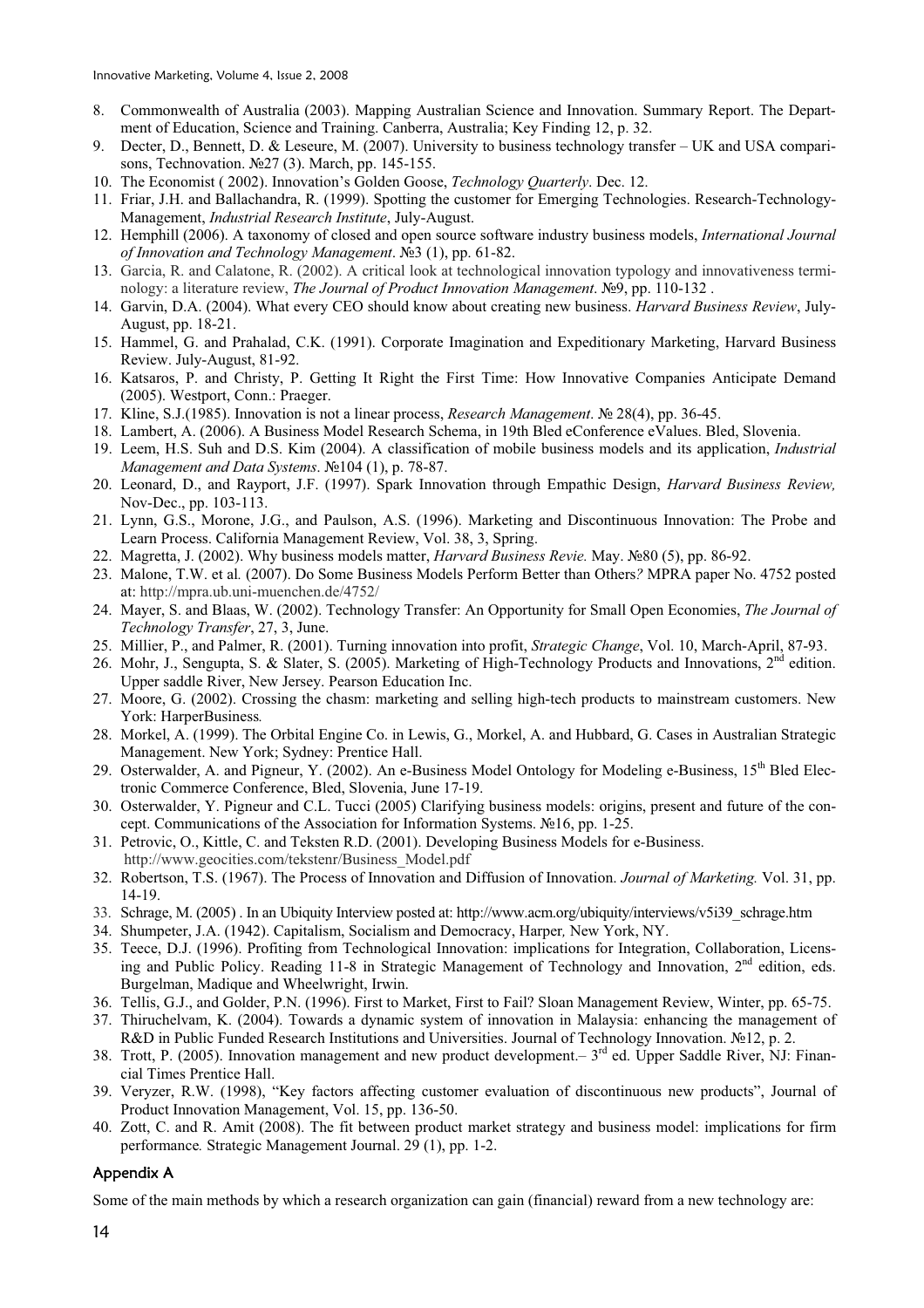8. Commonwealth of Australia (2003). Mapping Australian Science and Innovation. Summary Report. The Department of Education, Science and Training. Canberra, Australia; Key Finding 12, p. 32.
9. Decter, D., Bennett, D. & Leseure, M. (2007). University to business technology transfer – UK and USA comparisons, Technovation. №27 (3). March, pp. 145-155.
10. The Economist ( 2002). Innovation's Golden Goose, *Technology Quarterly*. Dec. 12.
11. Friar, J.H. and Ballachandra, R. (1999). Spotting the customer for Emerging Technologies. Research-Technology-Management, *Industrial Research Institute*, July-August.
12. Hemphill (2006). A taxonomy of closed and open source software industry business models, *International Journal of Innovation and Technology Management*. №3 (1), pp. 61-82.
13. Garcia, R. and Calatone, R. (2002). A critical look at technological innovation typology and innovativeness terminology: a literature review, *The Journal of Product Innovation Management*. №9, pp. 110-132 .
14. Garvin, D.A. (2004). What every CEO should know about creating new business. *Harvard Business Review*, July-August, pp. 18-21.
15. Hammel, G. and Prahalad, C.K. (1991). Corporate Imagination and Expeditionary Marketing, Harvard Business Review. July-August, 81-92.
16. Katsaros, P. and Christy, P. Getting It Right the First Time: How Innovative Companies Anticipate Demand (2005). Westport, Conn.: Praeger.
17. Kline, S.J.(1985). Innovation is not a linear process, *Research Management*. № 28(4), pp. 36-45.
18. Lambert, A. (2006). A Business Model Research Schema, in 19th Bled eConference eValues. Bled, Slovenia.
19. Leem, H.S. Suh and D.S. Kim (2004). A classification of mobile business models and its application, *Industrial Management and Data Systems*. №104 (1), p. 78-87.
20. Leonard, D., and Rayport, J.F. (1997). Spark Innovation through Empathic Design, *Harvard Business Review,* Nov-Dec., pp. 103-113.
21. Lynn, G.S., Morone, J.G., and Paulson, A.S. (1996). Marketing and Discontinuous Innovation: The Probe and Learn Process. California Management Review, Vol. 38, 3, Spring.
22. Magretta, J. (2002). Why business models matter, *Harvard Business Revie.* May. №80 (5), pp. 86-92.
23. Malone, T.W. et al*.* (2007). Do Some Business Models Perform Better than Others*?* MPRA paper No. 4752 posted at: http://mpra.ub.uni-muenchen.de/4752/
24. Mayer, S. and Blaas, W. (2002). Technology Transfer: An Opportunity for Small Open Economies, *The Journal of Technology Transfer*, 27, 3, June.
25. Millier, P., and Palmer, R. (2001). Turning innovation into profit, *Strategic Change*, Vol. 10, March-April, 87-93.
26. Mohr, J., Sengupta, S. & Slater, S. (2005). Marketing of High-Technology Products and Innovations, 2nd edition. Upper saddle River, New Jersey. Pearson Education Inc.
27. Moore, G. (2002). Crossing the chasm: marketing and selling high-tech products to mainstream customers. New York: HarperBusiness*.*
28. Morkel, A. (1999). The Orbital Engine Co. in Lewis, G., Morkel, A. and Hubbard, G. Cases in Australian Strategic Management. New York; Sydney: Prentice Hall.
29. Osterwalder, A. and Pigneur, Y. (2002). An e-Business Model Ontology for Modeling e-Business, 15th Bled Electronic Commerce Conference, Bled, Slovenia, June 17-19.
30. Osterwalder, Y. Pigneur and C.L. Tucci (2005) Clarifying business models: origins, present and future of the concept. Communications of the Association for Information Systems. №16, pp. 1-25.
31. Petrovic, O., Kittle, C. and Teksten R.D. (2001). Developing Business Models for e-Business. http://www.geocities.com/tekstenr/Business_Model.pdf
32. Robertson, T.S. (1967). The Process of Innovation and Diffusion of Innovation. *Journal of Marketing.* Vol. 31, pp. 14-19.
33. Schrage, M. (2005) . In an Ubiquity Interview posted at: http://www.acm.org/ubiquity/interviews/v5i39_schrage.htm
34. Shumpeter, J.A. (1942). Capitalism, Socialism and Democracy, Harper*,* New York, NY.
35. Teece, D.J. (1996). Profiting from Technological Innovation: implications for Integration, Collaboration, Licensing and Public Policy. Reading 11-8 in Strategic Management of Technology and Innovation, 2nd edition, eds. Burgelman, Madique and Wheelwright, Irwin.
36. Tellis, G.J., and Golder, P.N. (1996). First to Market, First to Fail? Sloan Management Review, Winter, pp. 65-75.
37. Thiruchelvam, K. (2004). Towards a dynamic system of innovation in Malaysia: enhancing the management of R&D in Public Funded Research Institutions and Universities. Journal of Technology Innovation. №12, p. 2.
38. Trott, P. (2005). Innovation management and new product development.– 3rd ed. Upper Saddle River, NJ: Financial Times Prentice Hall.
39. Veryzer, R.W. (1998), "Key factors affecting customer evaluation of discontinuous new products", Journal of Product Innovation Management, Vol. 15, pp. 136-50.
40. Zott, C. and R. Amit (2008). The fit between product market strategy and business model: implications for firm performance*.* Strategic Management Journal. 29 (1), pp. 1-2.

## Appendix A

Some of the main methods by which a research organization can gain (financial) reward from a new technology are: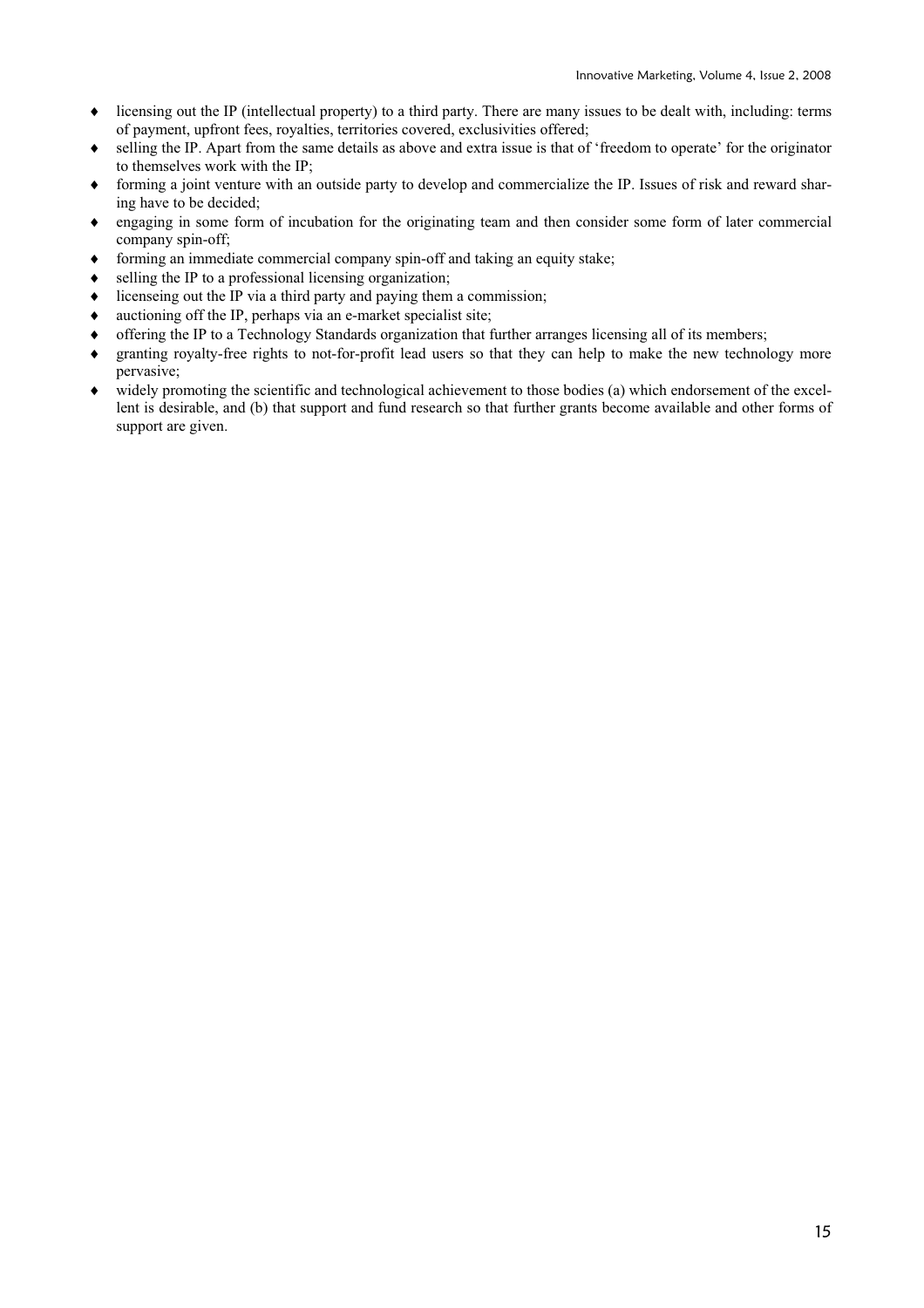- licensing out the IP (intellectual property) to a third party. There are many issues to be dealt with, including: terms of payment, upfront fees, royalties, territories covered, exclusivities offered;
- selling the IP. Apart from the same details as above and extra issue is that of 'freedom to operate' for the originator to themselves work with the IP;
- forming a joint venture with an outside party to develop and commercialize the IP. Issues of risk and reward sharing have to be decided;
- engaging in some form of incubation for the originating team and then consider some form of later commercial company spin-off;
- forming an immediate commercial company spin-off and taking an equity stake;
- selling the IP to a professional licensing organization;
- licenseing out the IP via a third party and paying them a commission;
- auctioning off the IP, perhaps via an e-market specialist site;
- offering the IP to a Technology Standards organization that further arranges licensing all of its members;
- granting royalty-free rights to not-for-profit lead users so that they can help to make the new technology more pervasive;
- widely promoting the scientific and technological achievement to those bodies (a) which endorsement of the excellent is desirable, and (b) that support and fund research so that further grants become available and other forms of support are given.